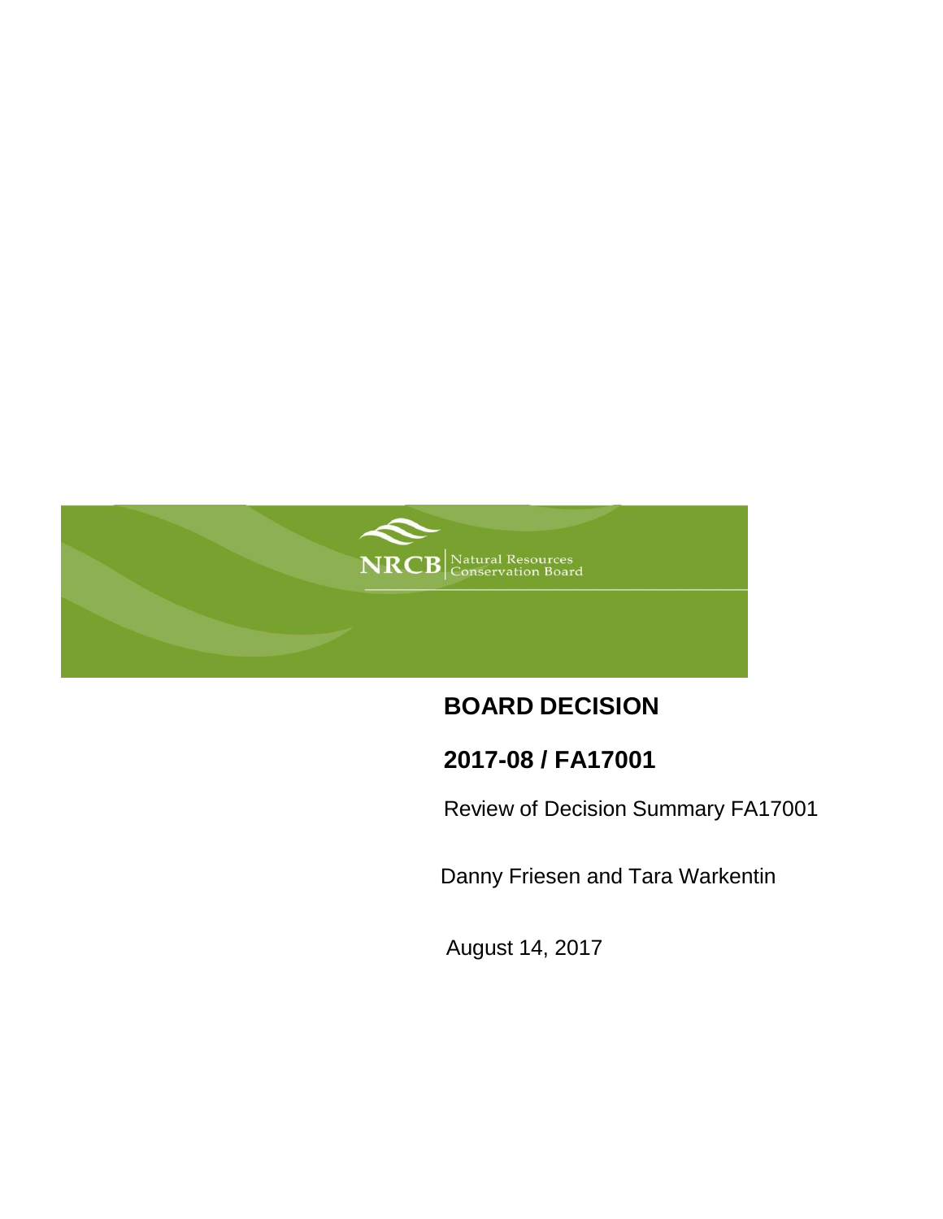NRCB | Natural Resources Conservation Board

# BOARD DECISION

# 2017-08 / FA17001

Review of Decision Summary FA17001

Danny Friesen and Tara Warkentin

August 14, 2017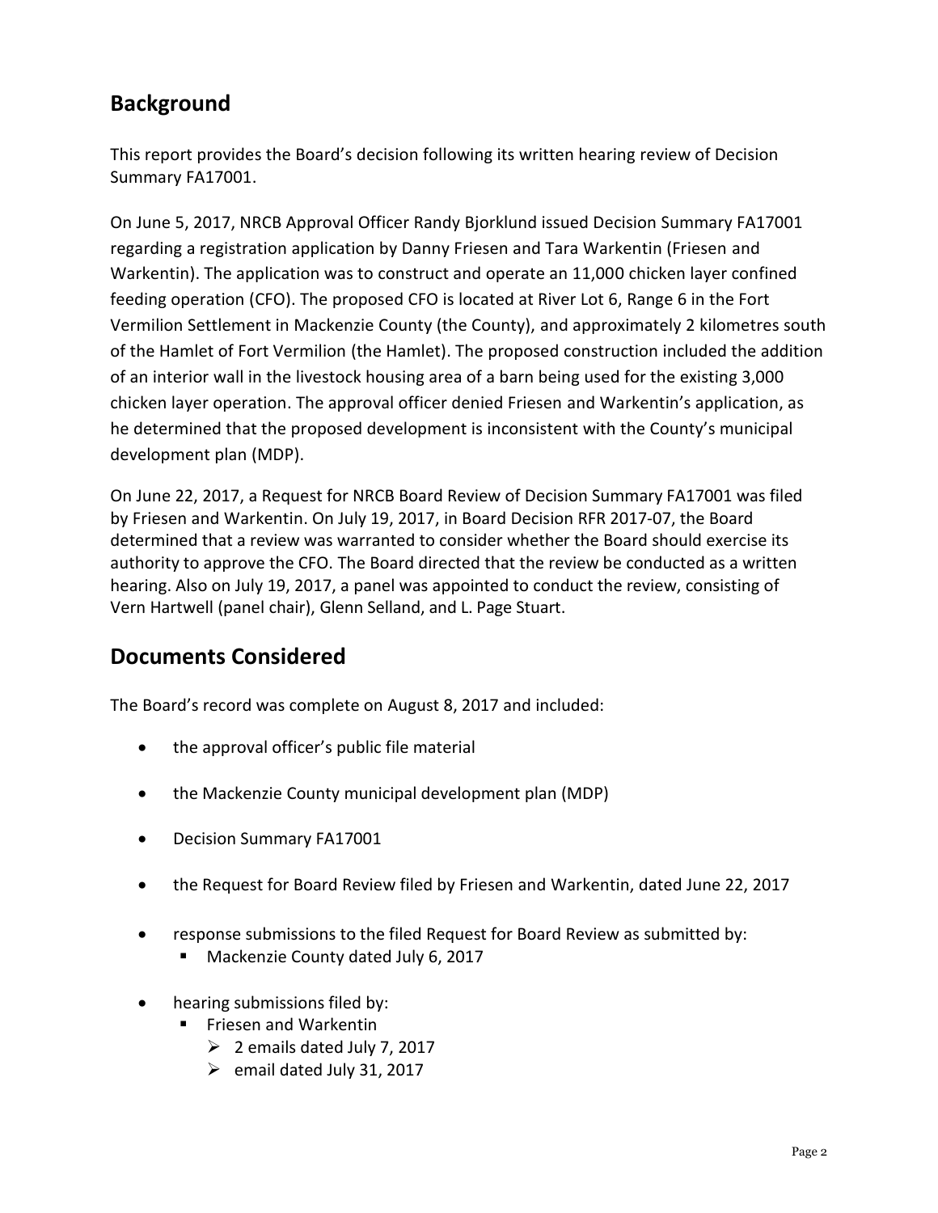## Background

This report provides the Board's decision following its written hearing review of Decision Summary FA17001.

On June 5, 2017, NRCB Approval Officer Randy Bjorklund issued Decision Summary FA17001 regarding a registration application by Danny Friesen and Tara Warkentin (Friesen and Warkentin). The application was to construct and operate an 11,000 chicken layer confined feeding operation (CFO). The proposed CFO is located at River Lot 6, Range 6 in the Fort Vermilion Settlement in Mackenzie County (the County), and approximately 2 kilometres south of the Hamlet of Fort Vermilion (the Hamlet). The proposed construction included the addition of an interior wall in the livestock housing area of a barn being used for the existing 3,000 chicken layer operation. The approval officer denied Friesen and Warkentin's application, as he determined that the proposed development is inconsistent with the County's municipal development plan (MDP).

On June 22, 2017, a Request for NRCB Board Review of Decision Summary FA17001 was filed by Friesen and Warkentin. On July 19, 2017, in Board Decision RFR 2017-07, the Board determined that a review was warranted to consider whether the Board should exercise its authority to approve the CFO. The Board directed that the review be conducted as a written hearing. Also on July 19, 2017, a panel was appointed to conduct the review, consisting of Vern Hartwell (panel chair), Glenn Selland, and L. Page Stuart.

## Documents Considered

The Board's record was complete on August 8, 2017 and included:

- the approval officer's public file material
- the Mackenzie County municipal development plan (MDP)
- Decision Summary FA17001
- the Request for Board Review filed by Friesen and Warkentin, dated June 22, 2017
- response submissions to the filed Request for Board Review as submitted by:
  - Mackenzie County dated July 6, 2017
- hearing submissions filed by:
  - Friesen and Warkentin
    - 2 emails dated July 7, 2017
    - email dated July 31, 2017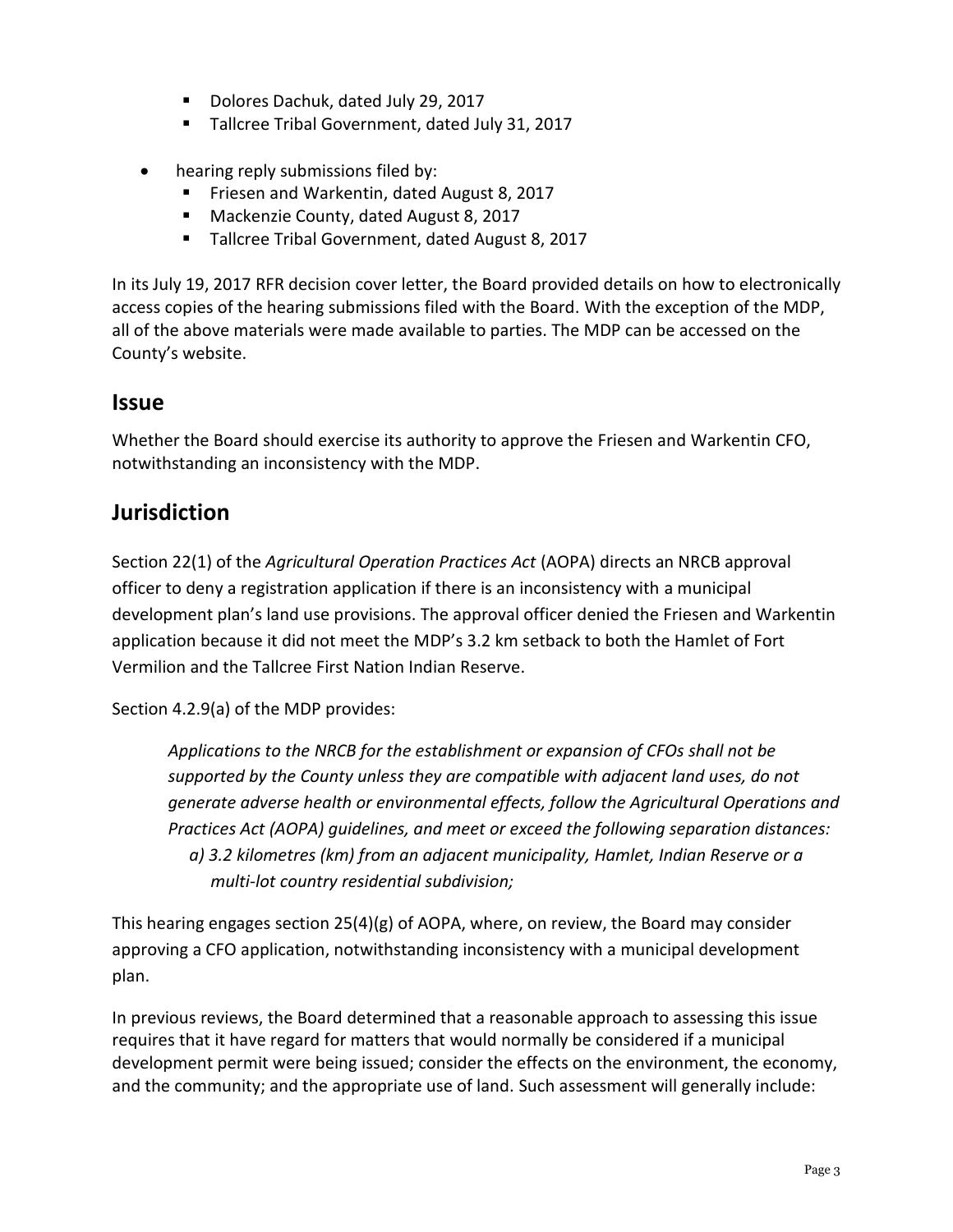- Dolores Dachuk, dated July 29, 2017
- Tallcree Tribal Government, dated July 31, 2017

- hearing reply submissions filed by:
  - Friesen and Warkentin, dated August 8, 2017
  - Mackenzie County, dated August 8, 2017
  - Tallcree Tribal Government, dated August 8, 2017

In its July 19, 2017 RFR decision cover letter, the Board provided details on how to electronically access copies of the hearing submissions filed with the Board. With the exception of the MDP, all of the above materials were made available to parties. The MDP can be accessed on the County's website.

## Issue

Whether the Board should exercise its authority to approve the Friesen and Warkentin CFO, notwithstanding an inconsistency with the MDP.

## Jurisdiction

Section 22(1) of the *Agricultural Operation Practices Act* (AOPA) directs an NRCB approval officer to deny a registration application if there is an inconsistency with a municipal development plan's land use provisions. The approval officer denied the Friesen and Warkentin application because it did not meet the MDP's 3.2 km setback to both the Hamlet of Fort Vermilion and the Tallcree First Nation Indian Reserve.

Section 4.2.9(a) of the MDP provides:

> *Applications to the NRCB for the establishment or expansion of CFOs shall not be supported by the County unless they are compatible with adjacent land uses, do not generate adverse health or environmental effects, follow the Agricultural Operations and Practices Act (AOPA) guidelines, and meet or exceed the following separation distances:*
>
> *a) 3.2 kilometres (km) from an adjacent municipality, Hamlet, Indian Reserve or a multi-lot country residential subdivision;*

This hearing engages section 25(4)(g) of AOPA, where, on review, the Board may consider approving a CFO application, notwithstanding inconsistency with a municipal development plan.

In previous reviews, the Board determined that a reasonable approach to assessing this issue requires that it have regard for matters that would normally be considered if a municipal development permit were being issued; consider the effects on the environment, the economy, and the community; and the appropriate use of land. Such assessment will generally include: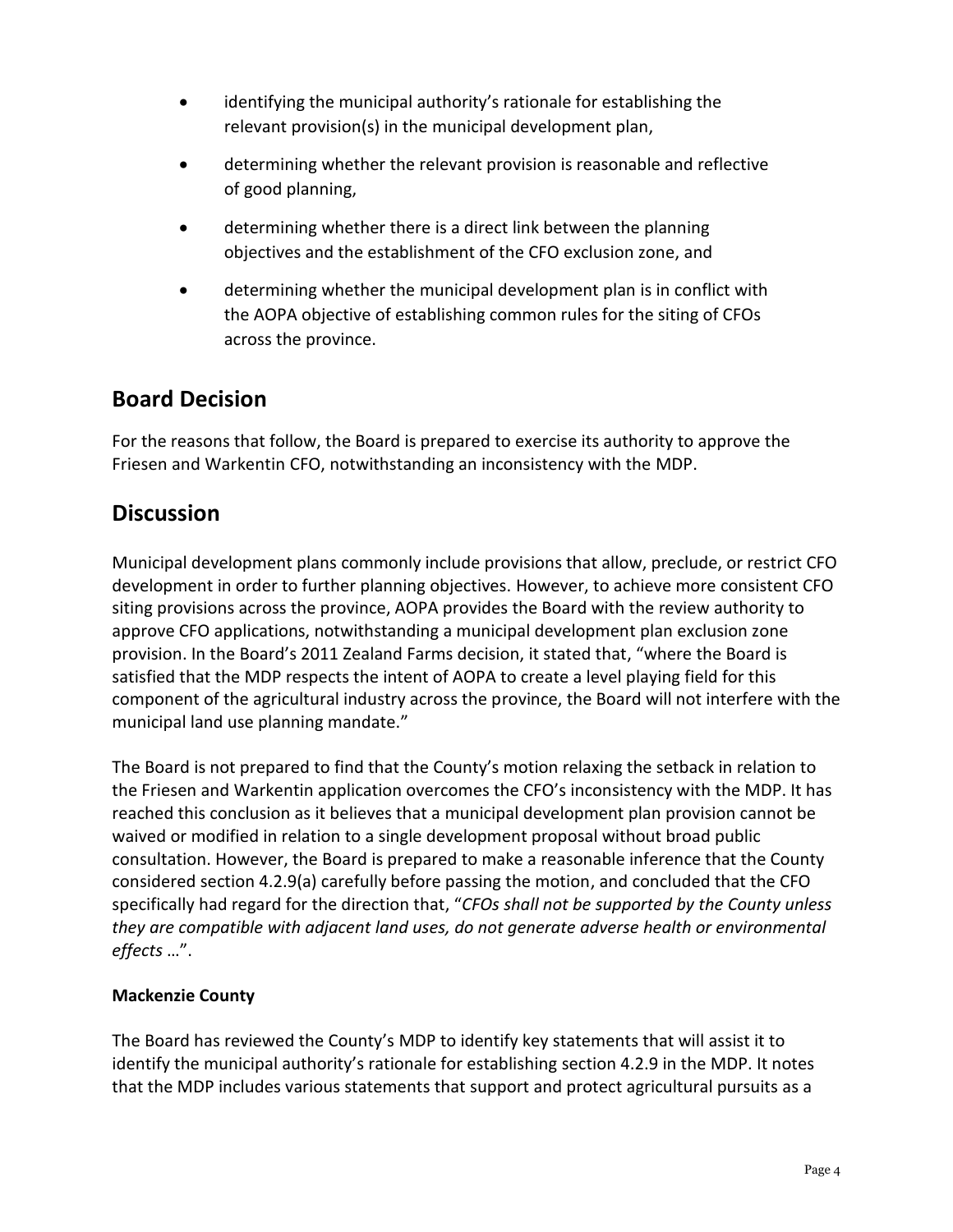- identifying the municipal authority's rationale for establishing the relevant provision(s) in the municipal development plan,
- determining whether the relevant provision is reasonable and reflective of good planning,
- determining whether there is a direct link between the planning objectives and the establishment of the CFO exclusion zone, and
- determining whether the municipal development plan is in conflict with the AOPA objective of establishing common rules for the siting of CFOs across the province.

## Board Decision

For the reasons that follow, the Board is prepared to exercise its authority to approve the Friesen and Warkentin CFO, notwithstanding an inconsistency with the MDP.

## Discussion

Municipal development plans commonly include provisions that allow, preclude, or restrict CFO development in order to further planning objectives. However, to achieve more consistent CFO siting provisions across the province, AOPA provides the Board with the review authority to approve CFO applications, notwithstanding a municipal development plan exclusion zone provision. In the Board's 2011 Zealand Farms decision, it stated that, "where the Board is satisfied that the MDP respects the intent of AOPA to create a level playing field for this component of the agricultural industry across the province, the Board will not interfere with the municipal land use planning mandate."

The Board is not prepared to find that the County's motion relaxing the setback in relation to the Friesen and Warkentin application overcomes the CFO's inconsistency with the MDP. It has reached this conclusion as it believes that a municipal development plan provision cannot be waived or modified in relation to a single development proposal without broad public consultation. However, the Board is prepared to make a reasonable inference that the County considered section 4.2.9(a) carefully before passing the motion, and concluded that the CFO specifically had regard for the direction that, "*CFOs shall not be supported by the County unless they are compatible with adjacent land uses, do not generate adverse health or environmental effects* …".

**Mackenzie County**

The Board has reviewed the County's MDP to identify key statements that will assist it to identify the municipal authority's rationale for establishing section 4.2.9 in the MDP. It notes that the MDP includes various statements that support and protect agricultural pursuits as a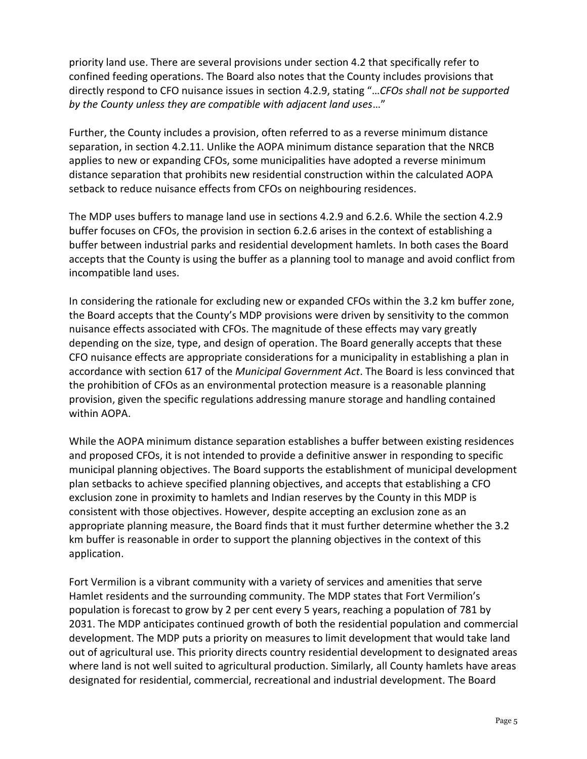priority land use. There are several provisions under section 4.2 that specifically refer to confined feeding operations. The Board also notes that the County includes provisions that directly respond to CFO nuisance issues in section 4.2.9, stating "…*CFOs shall not be supported by the County unless they are compatible with adjacent land uses*…"

Further, the County includes a provision, often referred to as a reverse minimum distance separation, in section 4.2.11. Unlike the AOPA minimum distance separation that the NRCB applies to new or expanding CFOs, some municipalities have adopted a reverse minimum distance separation that prohibits new residential construction within the calculated AOPA setback to reduce nuisance effects from CFOs on neighbouring residences.

The MDP uses buffers to manage land use in sections 4.2.9 and 6.2.6. While the section 4.2.9 buffer focuses on CFOs, the provision in section 6.2.6 arises in the context of establishing a buffer between industrial parks and residential development hamlets. In both cases the Board accepts that the County is using the buffer as a planning tool to manage and avoid conflict from incompatible land uses.

In considering the rationale for excluding new or expanded CFOs within the 3.2 km buffer zone, the Board accepts that the County's MDP provisions were driven by sensitivity to the common nuisance effects associated with CFOs. The magnitude of these effects may vary greatly depending on the size, type, and design of operation. The Board generally accepts that these CFO nuisance effects are appropriate considerations for a municipality in establishing a plan in accordance with section 617 of the *Municipal Government Act*. The Board is less convinced that the prohibition of CFOs as an environmental protection measure is a reasonable planning provision, given the specific regulations addressing manure storage and handling contained within AOPA.

While the AOPA minimum distance separation establishes a buffer between existing residences and proposed CFOs, it is not intended to provide a definitive answer in responding to specific municipal planning objectives. The Board supports the establishment of municipal development plan setbacks to achieve specified planning objectives, and accepts that establishing a CFO exclusion zone in proximity to hamlets and Indian reserves by the County in this MDP is consistent with those objectives. However, despite accepting an exclusion zone as an appropriate planning measure, the Board finds that it must further determine whether the 3.2 km buffer is reasonable in order to support the planning objectives in the context of this application.

Fort Vermilion is a vibrant community with a variety of services and amenities that serve Hamlet residents and the surrounding community. The MDP states that Fort Vermilion's population is forecast to grow by 2 per cent every 5 years, reaching a population of 781 by 2031. The MDP anticipates continued growth of both the residential population and commercial development. The MDP puts a priority on measures to limit development that would take land out of agricultural use. This priority directs country residential development to designated areas where land is not well suited to agricultural production. Similarly, all County hamlets have areas designated for residential, commercial, recreational and industrial development. The Board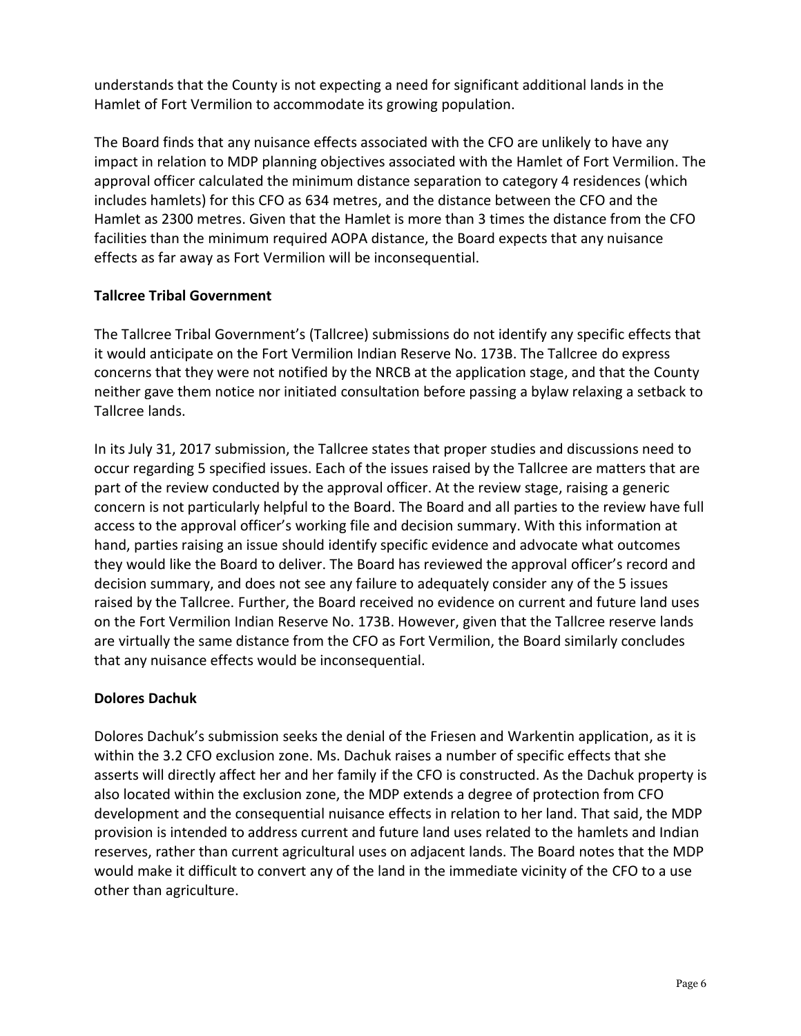understands that the County is not expecting a need for significant additional lands in the Hamlet of Fort Vermilion to accommodate its growing population.

The Board finds that any nuisance effects associated with the CFO are unlikely to have any impact in relation to MDP planning objectives associated with the Hamlet of Fort Vermilion. The approval officer calculated the minimum distance separation to category 4 residences (which includes hamlets) for this CFO as 634 metres, and the distance between the CFO and the Hamlet as 2300 metres. Given that the Hamlet is more than 3 times the distance from the CFO facilities than the minimum required AOPA distance, the Board expects that any nuisance effects as far away as Fort Vermilion will be inconsequential.

**Tallcree Tribal Government**

The Tallcree Tribal Government's (Tallcree) submissions do not identify any specific effects that it would anticipate on the Fort Vermilion Indian Reserve No. 173B. The Tallcree do express concerns that they were not notified by the NRCB at the application stage, and that the County neither gave them notice nor initiated consultation before passing a bylaw relaxing a setback to Tallcree lands.

In its July 31, 2017 submission, the Tallcree states that proper studies and discussions need to occur regarding 5 specified issues. Each of the issues raised by the Tallcree are matters that are part of the review conducted by the approval officer. At the review stage, raising a generic concern is not particularly helpful to the Board. The Board and all parties to the review have full access to the approval officer's working file and decision summary. With this information at hand, parties raising an issue should identify specific evidence and advocate what outcomes they would like the Board to deliver. The Board has reviewed the approval officer's record and decision summary, and does not see any failure to adequately consider any of the 5 issues raised by the Tallcree. Further, the Board received no evidence on current and future land uses on the Fort Vermilion Indian Reserve No. 173B. However, given that the Tallcree reserve lands are virtually the same distance from the CFO as Fort Vermilion, the Board similarly concludes that any nuisance effects would be inconsequential.

**Dolores Dachuk**

Dolores Dachuk's submission seeks the denial of the Friesen and Warkentin application, as it is within the 3.2 CFO exclusion zone. Ms. Dachuk raises a number of specific effects that she asserts will directly affect her and her family if the CFO is constructed. As the Dachuk property is also located within the exclusion zone, the MDP extends a degree of protection from CFO development and the consequential nuisance effects in relation to her land. That said, the MDP provision is intended to address current and future land uses related to the hamlets and Indian reserves, rather than current agricultural uses on adjacent lands. The Board notes that the MDP would make it difficult to convert any of the land in the immediate vicinity of the CFO to a use other than agriculture.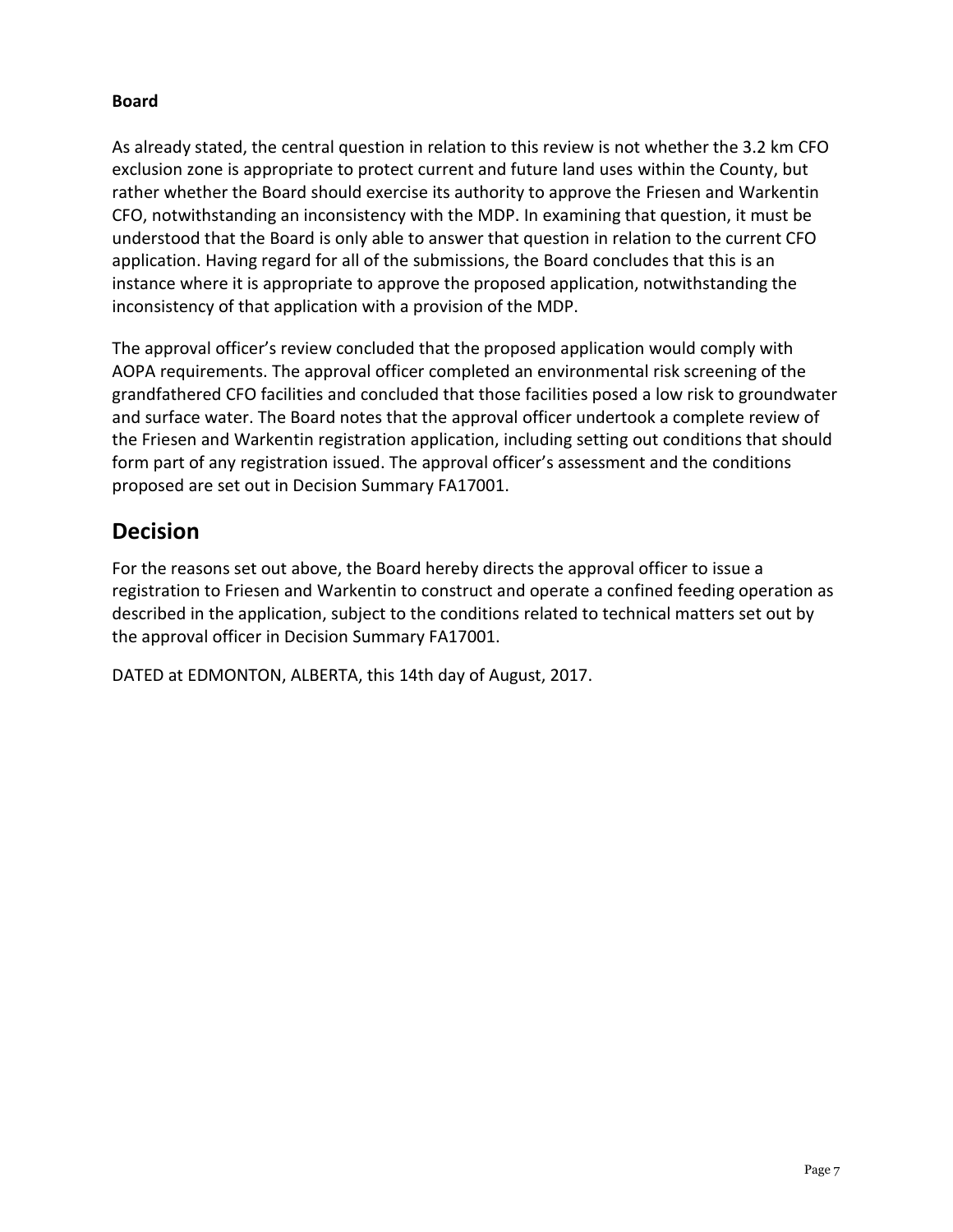**Board**

As already stated, the central question in relation to this review is not whether the 3.2 km CFO exclusion zone is appropriate to protect current and future land uses within the County, but rather whether the Board should exercise its authority to approve the Friesen and Warkentin CFO, notwithstanding an inconsistency with the MDP. In examining that question, it must be understood that the Board is only able to answer that question in relation to the current CFO application. Having regard for all of the submissions, the Board concludes that this is an instance where it is appropriate to approve the proposed application, notwithstanding the inconsistency of that application with a provision of the MDP.

The approval officer's review concluded that the proposed application would comply with AOPA requirements. The approval officer completed an environmental risk screening of the grandfathered CFO facilities and concluded that those facilities posed a low risk to groundwater and surface water. The Board notes that the approval officer undertook a complete review of the Friesen and Warkentin registration application, including setting out conditions that should form part of any registration issued. The approval officer's assessment and the conditions proposed are set out in Decision Summary FA17001.

## Decision

For the reasons set out above, the Board hereby directs the approval officer to issue a registration to Friesen and Warkentin to construct and operate a confined feeding operation as described in the application, subject to the conditions related to technical matters set out by the approval officer in Decision Summary FA17001.

DATED at EDMONTON, ALBERTA, this 14th day of August, 2017.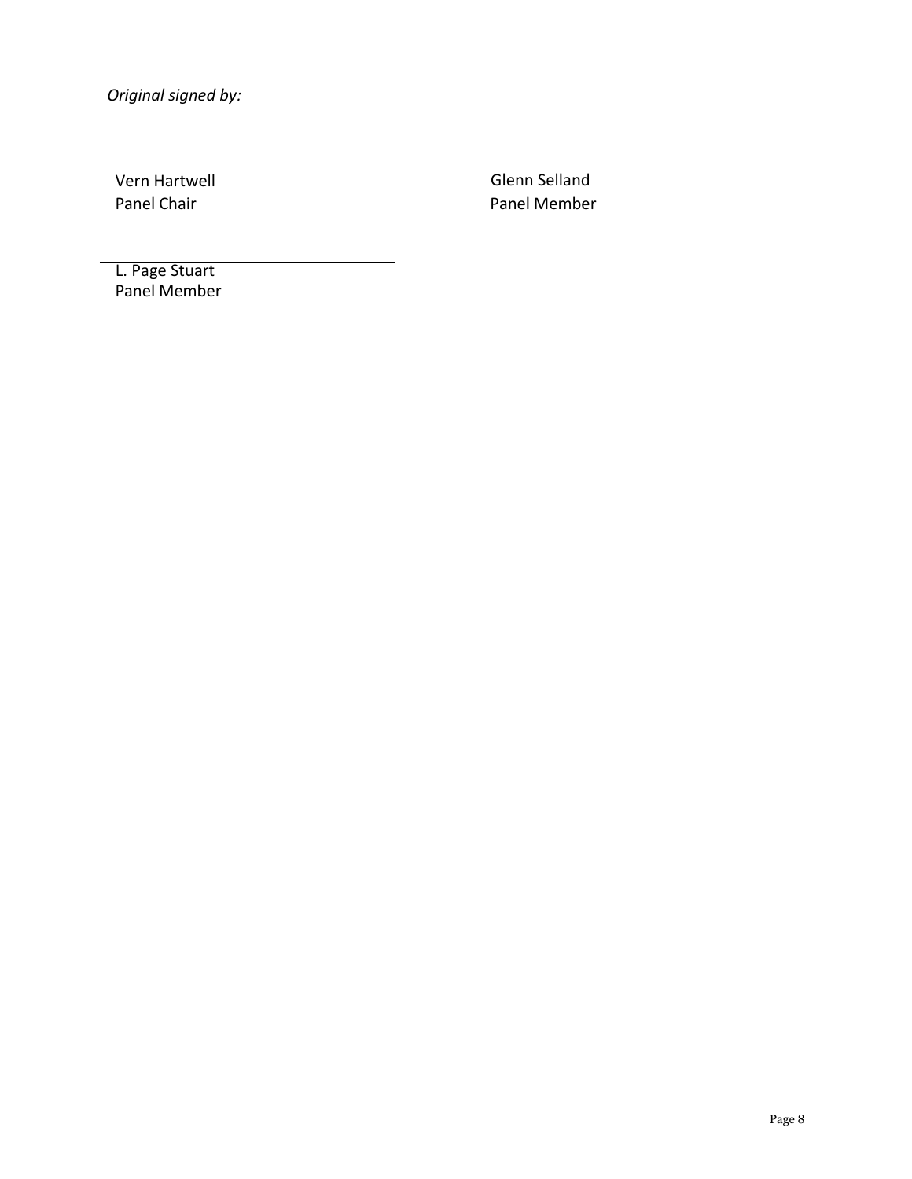*Original signed by:*

Vern Hartwell
Panel Chair

Glenn Selland
Panel Member

L. Page Stuart
Panel Member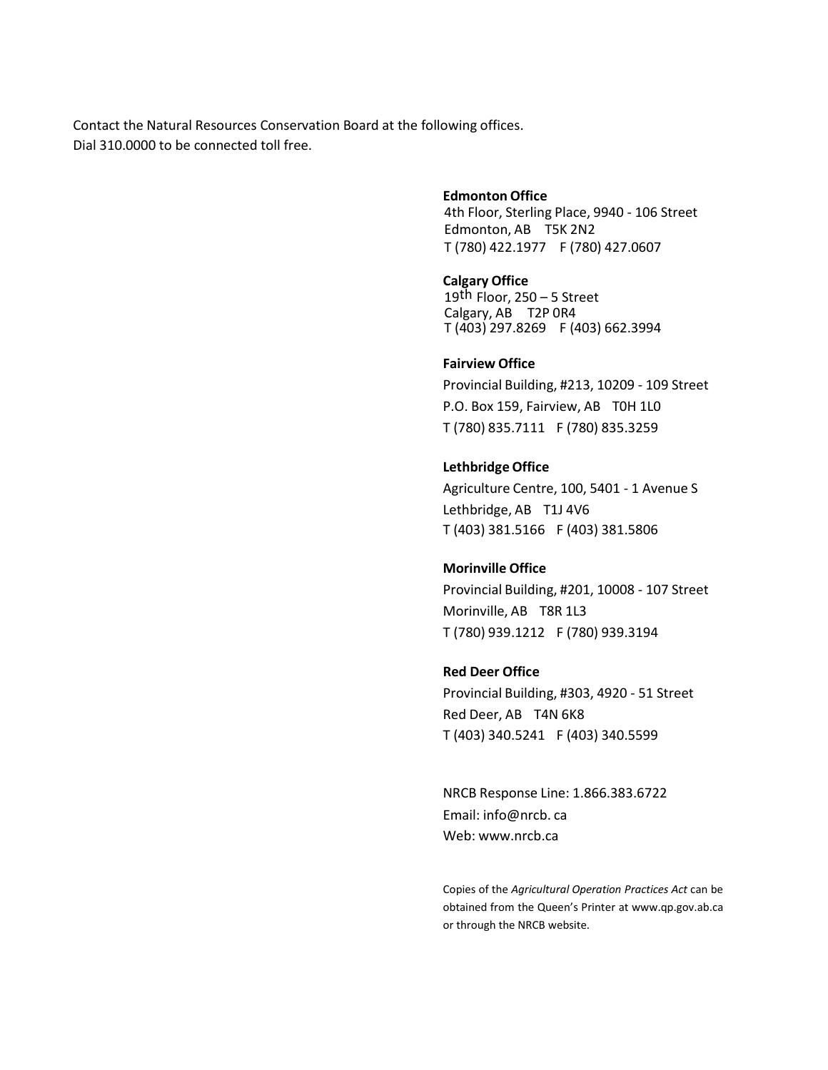Contact the Natural Resources Conservation Board at the following offices.
Dial 310.0000 to be connected toll free.

**Edmonton Office**
4th Floor, Sterling Place, 9940 - 106 Street
Edmonton, AB T5K 2N2
T (780) 422.1977 F (780) 427.0607

**Calgary Office**
19th Floor, 250 – 5 Street
Calgary, AB T2P 0R4
T (403) 297.8269 F (403) 662.3994

**Fairview Office**
Provincial Building, #213, 10209 - 109 Street
P.O. Box 159, Fairview, AB T0H 1L0
T (780) 835.7111 F (780) 835.3259

**Lethbridge Office**
Agriculture Centre, 100, 5401 - 1 Avenue S
Lethbridge, AB T1J 4V6
T (403) 381.5166 F (403) 381.5806

**Morinville Office**
Provincial Building, #201, 10008 - 107 Street
Morinville, AB T8R 1L3
T (780) 939.1212 F (780) 939.3194

**Red Deer Office**
Provincial Building, #303, 4920 - 51 Street
Red Deer, AB T4N 6K8
T (403) 340.5241 F (403) 340.5599

NRCB Response Line: 1.866.383.6722
Email: info@nrcb. ca
Web: www.nrcb.ca

Copies of the *Agricultural Operation Practices Act* can be obtained from the Queen's Printer at www.qp.gov.ab.ca or through the NRCB website.